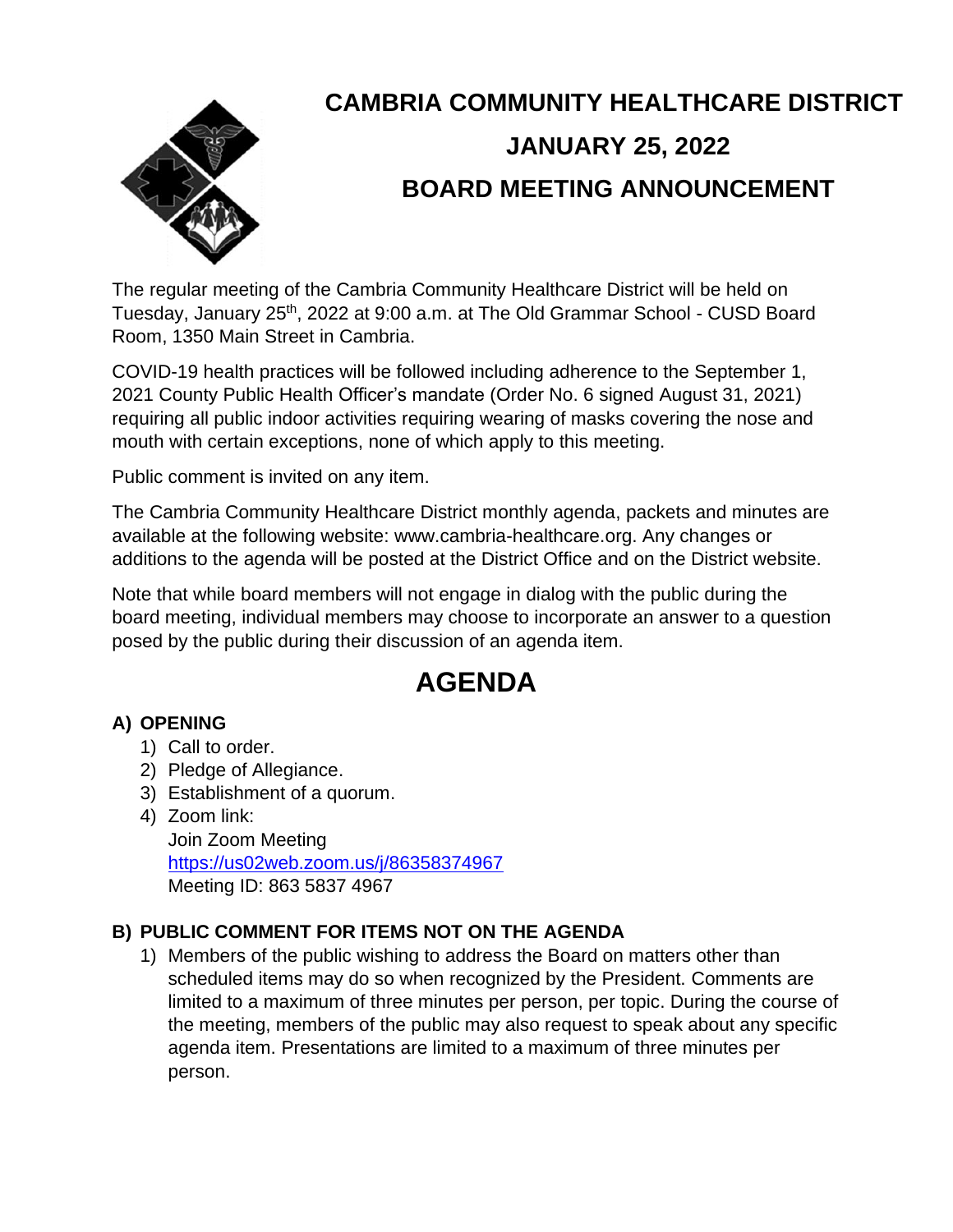# CAMBRIA COMMUNITY HEALTHCARE DISTRICT

## JANUARY 25, 2022

## BOARD MEETING ANNOUNCEMENT

The regular meeting of the Cambria Community Healthcare District will be held on Tuesday, January 25th, 2022 at 9:00 a.m. at The Old Grammar School - CUSD Board Room, 1350 Main Street in Cambria.

COVID-19 health practices will be followed including adherence to the September 1, 2021 County Public Health Officer's mandate (Order No. 6 signed August 31, 2021) requiring all public indoor activities requiring wearing of masks covering the nose and mouth with certain exceptions, none of which apply to this meeting.

Public comment is invited on any item.

The Cambria Community Healthcare District monthly agenda, packets and minutes are available at the following website: www.cambria-healthcare.org. Any changes or additions to the agenda will be posted at the District Office and on the District website.

Note that while board members will not engage in dialog with the public during the board meeting, individual members may choose to incorporate an answer to a question posed by the public during their discussion of an agenda item.

# AGENDA

### A) OPENING

1) Call to order.
2) Pledge of Allegiance.
3) Establishment of a quorum.
4) Zoom link:
   Join Zoom Meeting
   https://us02web.zoom.us/j/86358374967
   Meeting ID: 863 5837 4967

### B) PUBLIC COMMENT FOR ITEMS NOT ON THE AGENDA

1) Members of the public wishing to address the Board on matters other than scheduled items may do so when recognized by the President. Comments are limited to a maximum of three minutes per person, per topic. During the course of the meeting, members of the public may also request to speak about any specific agenda item. Presentations are limited to a maximum of three minutes per person.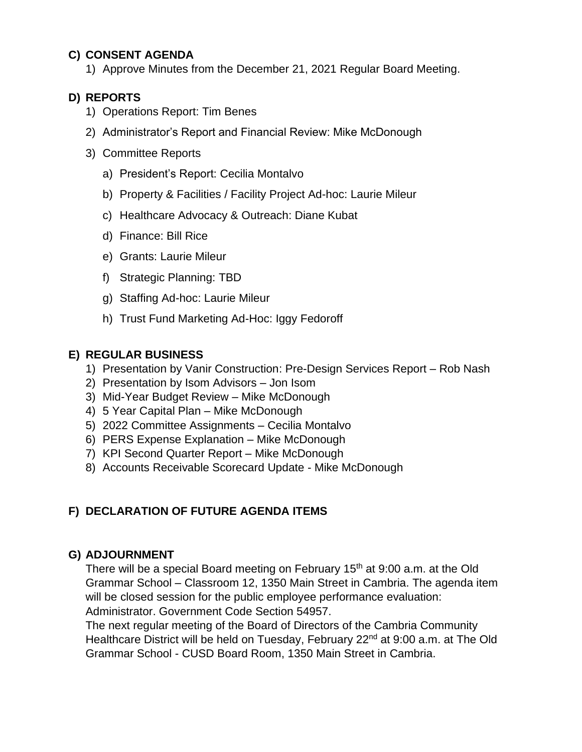## C) CONSENT AGENDA

1) Approve Minutes from the December 21, 2021 Regular Board Meeting.

## D) REPORTS

1) Operations Report: Tim Benes
2) Administrator's Report and Financial Review: Mike McDonough
3) Committee Reports
   a) President's Report: Cecilia Montalvo
   b) Property & Facilities / Facility Project Ad-hoc: Laurie Mileur
   c) Healthcare Advocacy & Outreach: Diane Kubat
   d) Finance: Bill Rice
   e) Grants: Laurie Mileur
   f) Strategic Planning: TBD
   g) Staffing Ad-hoc: Laurie Mileur
   h) Trust Fund Marketing Ad-Hoc: Iggy Fedoroff

## E) REGULAR BUSINESS

1) Presentation by Vanir Construction: Pre-Design Services Report – Rob Nash
2) Presentation by Isom Advisors – Jon Isom
3) Mid-Year Budget Review – Mike McDonough
4) 5 Year Capital Plan – Mike McDonough
5) 2022 Committee Assignments – Cecilia Montalvo
6) PERS Expense Explanation – Mike McDonough
7) KPI Second Quarter Report – Mike McDonough
8) Accounts Receivable Scorecard Update - Mike McDonough

## F) DECLARATION OF FUTURE AGENDA ITEMS

## G) ADJOURNMENT

There will be a special Board meeting on February 15th at 9:00 a.m. at the Old Grammar School – Classroom 12, 1350 Main Street in Cambria. The agenda item will be closed session for the public employee performance evaluation: Administrator. Government Code Section 54957.

The next regular meeting of the Board of Directors of the Cambria Community Healthcare District will be held on Tuesday, February 22nd at 9:00 a.m. at The Old Grammar School - CUSD Board Room, 1350 Main Street in Cambria.